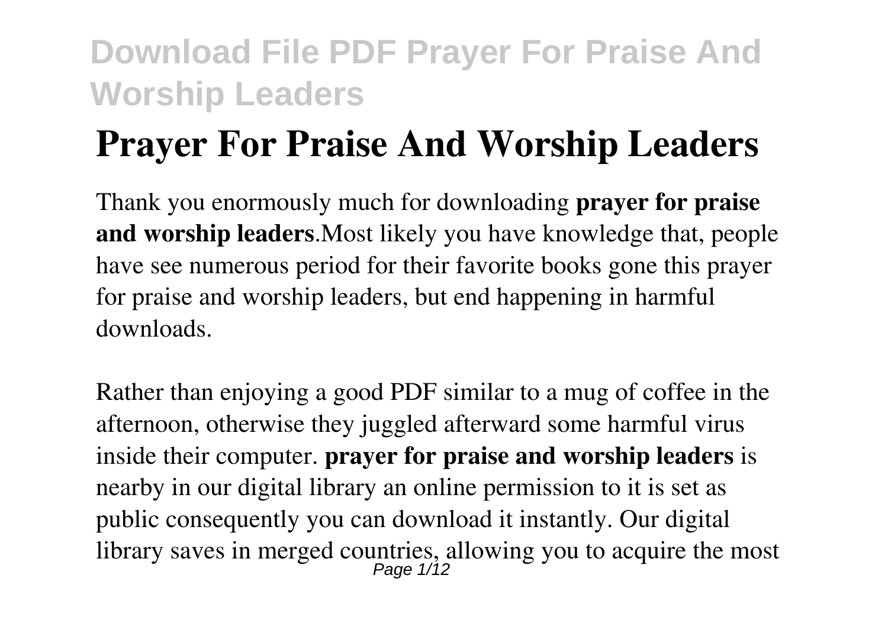# Prayer For Praise And Worship Leaders

Thank you enormously much for downloading **prayer for praise and worship leaders**.Most likely you have knowledge that, people have see numerous period for their favorite books gone this prayer for praise and worship leaders, but end happening in harmful downloads.

Rather than enjoying a good PDF similar to a mug of coffee in the afternoon, otherwise they juggled afterward some harmful virus inside their computer. **prayer for praise and worship leaders** is nearby in our digital library an online permission to it is set as public consequently you can download it instantly. Our digital library saves in merged countries, allowing you to acquire the most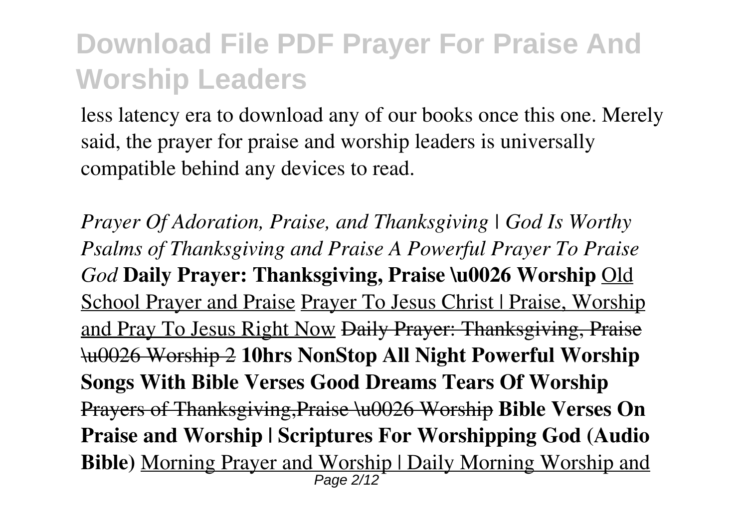less latency era to download any of our books once this one. Merely said, the prayer for praise and worship leaders is universally compatible behind any devices to read.

*Prayer Of Adoration, Praise, and Thanksgiving | God Is Worthy* *Psalms of Thanksgiving and Praise A Powerful Prayer To Praise God* **Daily Prayer: Thanksgiving, Praise \u0026 Worship** Old School Prayer and Praise Prayer To Jesus Christ | Praise, Worship and Pray To Jesus Right Now ~~Daily Prayer: Thanksgiving, Praise \u0026 Worship 2~~ **10hrs NonStop All Night Powerful Worship Songs With Bible Verses Good Dreams Tears Of Worship** ~~Prayers of Thanksgiving,Praise \u0026 Worship~~ **Bible Verses On Praise and Worship | Scriptures For Worshipping God (Audio Bible)** Morning Prayer and Worship | Daily Morning Worship and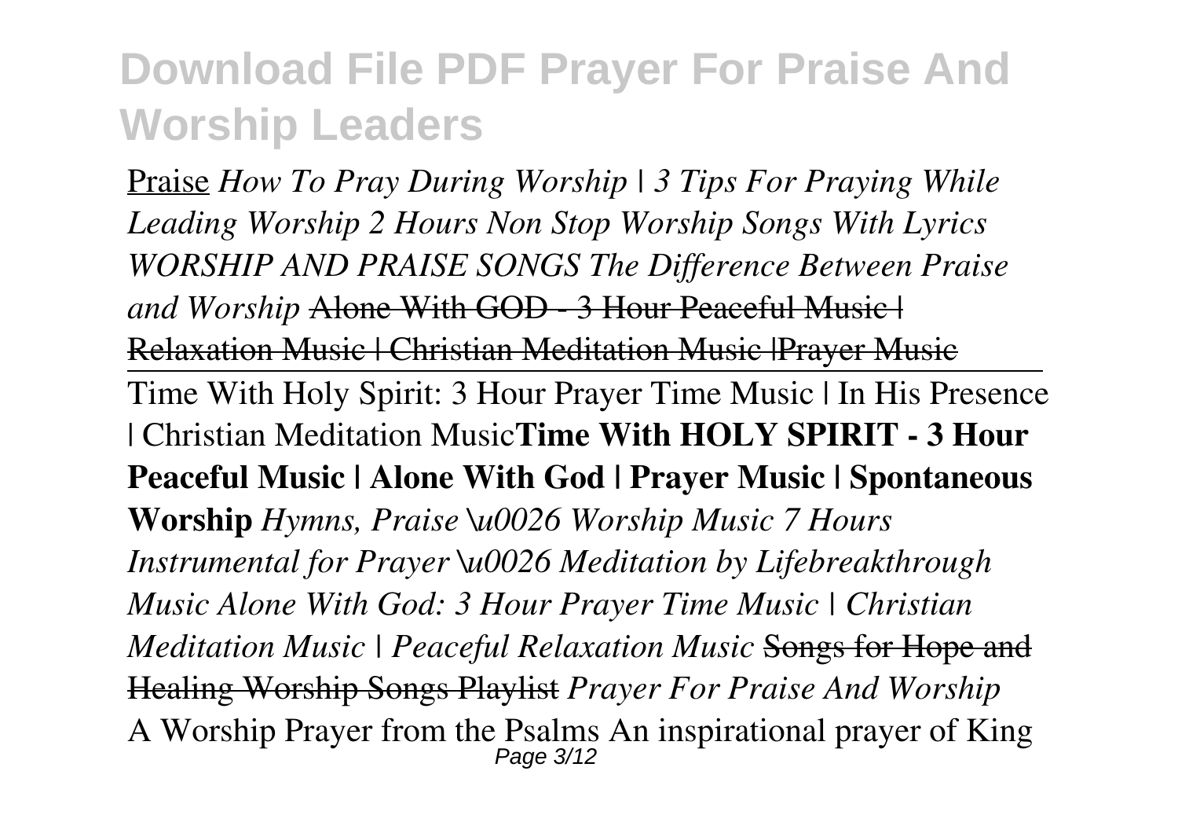Praise *How To Pray During Worship | 3 Tips For Praying While Leading Worship 2 Hours Non Stop Worship Songs With Lyrics WORSHIP AND PRAISE SONGS The Difference Between Praise and Worship* Alone With GOD - 3 Hour Peaceful Music | Relaxation Music | Christian Meditation Music |Prayer Music

Time With Holy Spirit: 3 Hour Prayer Time Music | In His Presence | Christian Meditation Music**Time With HOLY SPIRIT - 3 Hour Peaceful Music | Alone With God | Prayer Music | Spontaneous Worship** *Hymns, Praise \u0026 Worship Music 7 Hours Instrumental for Prayer \u0026 Meditation by Lifebreakthrough Music Alone With God: 3 Hour Prayer Time Music | Christian Meditation Music | Peaceful Relaxation Music* Songs for Hope and Healing Worship Songs Playlist *Prayer For Praise And Worship*
A Worship Prayer from the Psalms An inspirational prayer of King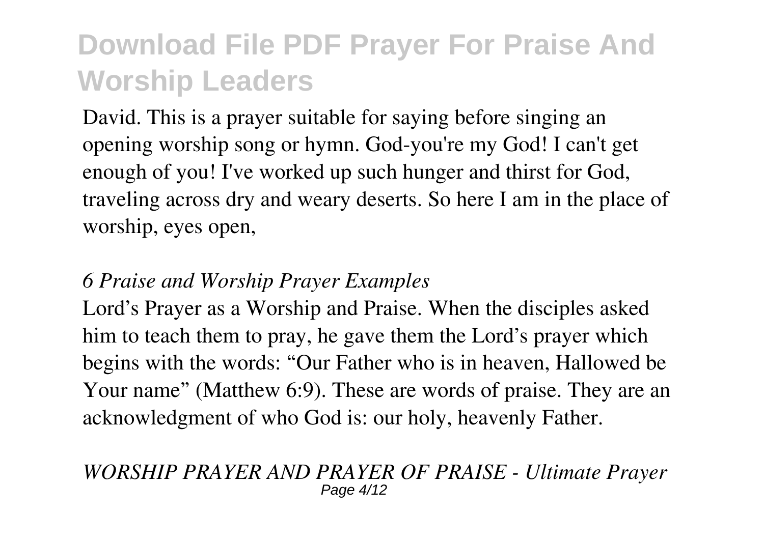David. This is a prayer suitable for saying before singing an opening worship song or hymn. God-you're my God! I can't get enough of you! I've worked up such hunger and thirst for God, traveling across dry and weary deserts. So here I am in the place of worship, eyes open,

*6 Praise and Worship Prayer Examples*

Lord's Prayer as a Worship and Praise. When the disciples asked him to teach them to pray, he gave them the Lord's prayer which begins with the words: "Our Father who is in heaven, Hallowed be Your name" (Matthew 6:9). These are words of praise. They are an acknowledgment of who God is: our holy, heavenly Father.

*WORSHIP PRAYER AND PRAYER OF PRAISE - Ultimate Prayer*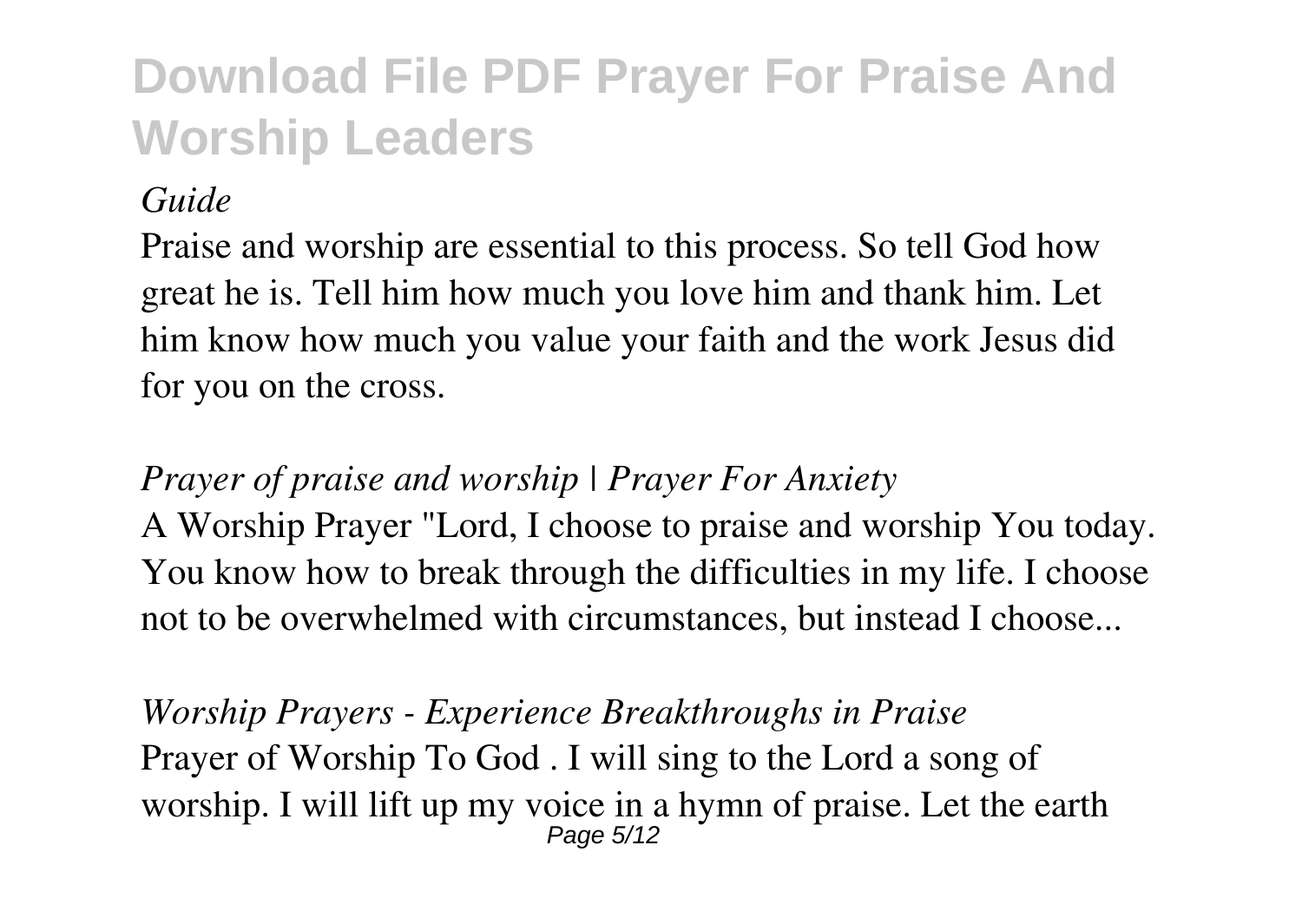*Guide*

Praise and worship are essential to this process. So tell God how great he is. Tell him how much you love him and thank him. Let him know how much you value your faith and the work Jesus did for you on the cross.

*Prayer of praise and worship | Prayer For Anxiety*

A Worship Prayer "Lord, I choose to praise and worship You today. You know how to break through the difficulties in my life. I choose not to be overwhelmed with circumstances, but instead I choose...

*Worship Prayers - Experience Breakthroughs in Praise*

Prayer of Worship To God . I will sing to the Lord a song of worship. I will lift up my voice in a hymn of praise. Let the earth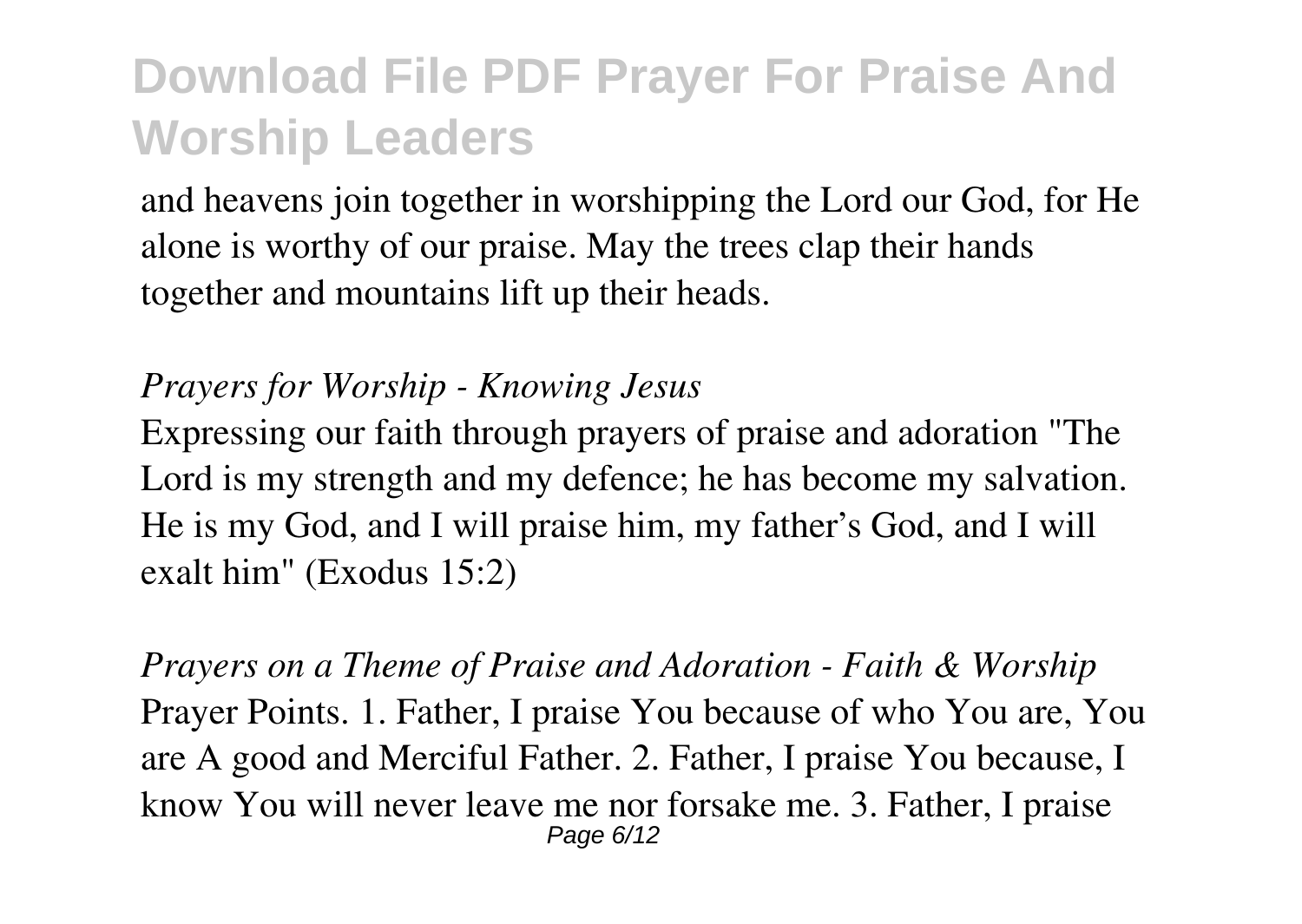and heavens join together in worshipping the Lord our God, for He alone is worthy of our praise. May the trees clap their hands together and mountains lift up their heads.

*Prayers for Worship - Knowing Jesus*

Expressing our faith through prayers of praise and adoration "The Lord is my strength and my defence; he has become my salvation. He is my God, and I will praise him, my father's God, and I will exalt him" (Exodus 15:2)

*Prayers on a Theme of Praise and Adoration - Faith & Worship*

Prayer Points. 1. Father, I praise You because of who You are, You are A good and Merciful Father. 2. Father, I praise You because, I know You will never leave me nor forsake me. 3. Father, I praise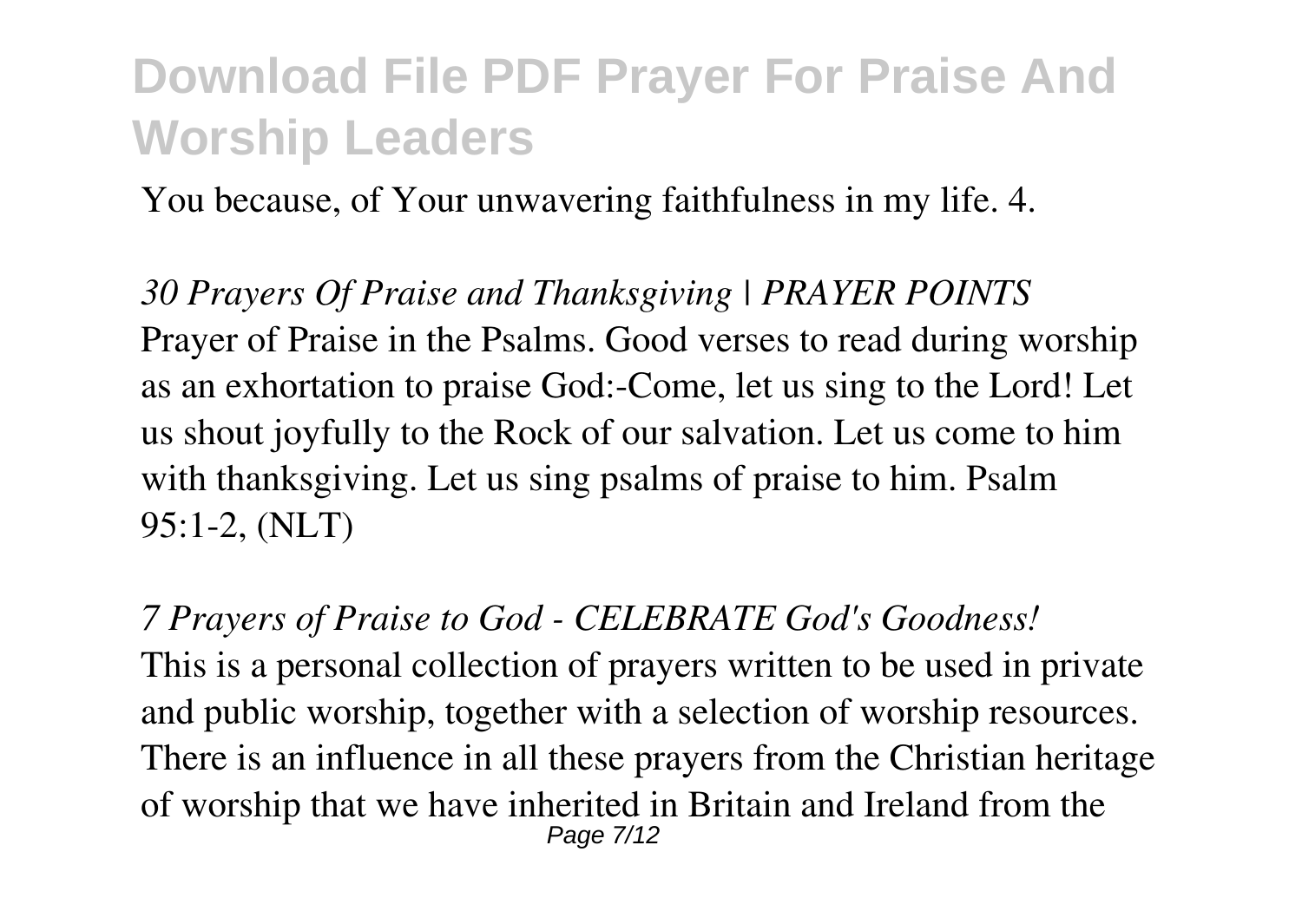You because, of Your unwavering faithfulness in my life. 4.

*30 Prayers Of Praise and Thanksgiving | PRAYER POINTS*
Prayer of Praise in the Psalms. Good verses to read during worship as an exhortation to praise God:-Come, let us sing to the Lord! Let us shout joyfully to the Rock of our salvation. Let us come to him with thanksgiving. Let us sing psalms of praise to him. Psalm 95:1-2, (NLT)

*7 Prayers of Praise to God - CELEBRATE God's Goodness!*
This is a personal collection of prayers written to be used in private and public worship, together with a selection of worship resources. There is an influence in all these prayers from the Christian heritage of worship that we have inherited in Britain and Ireland from the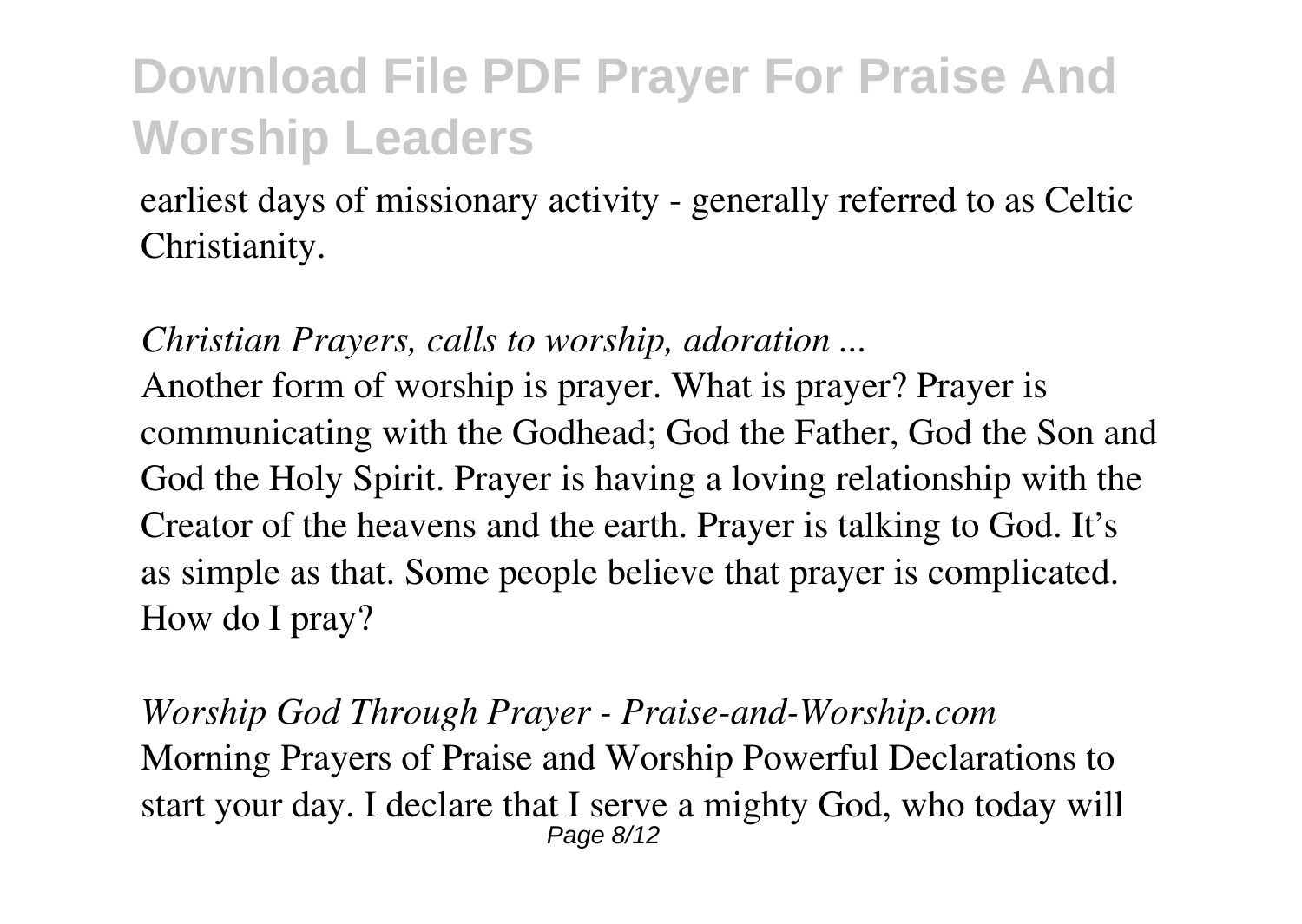earliest days of missionary activity - generally referred to as Celtic Christianity.

*Christian Prayers, calls to worship, adoration ...*

Another form of worship is prayer. What is prayer? Prayer is communicating with the Godhead; God the Father, God the Son and God the Holy Spirit. Prayer is having a loving relationship with the Creator of the heavens and the earth. Prayer is talking to God. It's as simple as that. Some people believe that prayer is complicated. How do I pray?

*Worship God Through Prayer - Praise-and-Worship.com*

Morning Prayers of Praise and Worship Powerful Declarations to start your day. I declare that I serve a mighty God, who today will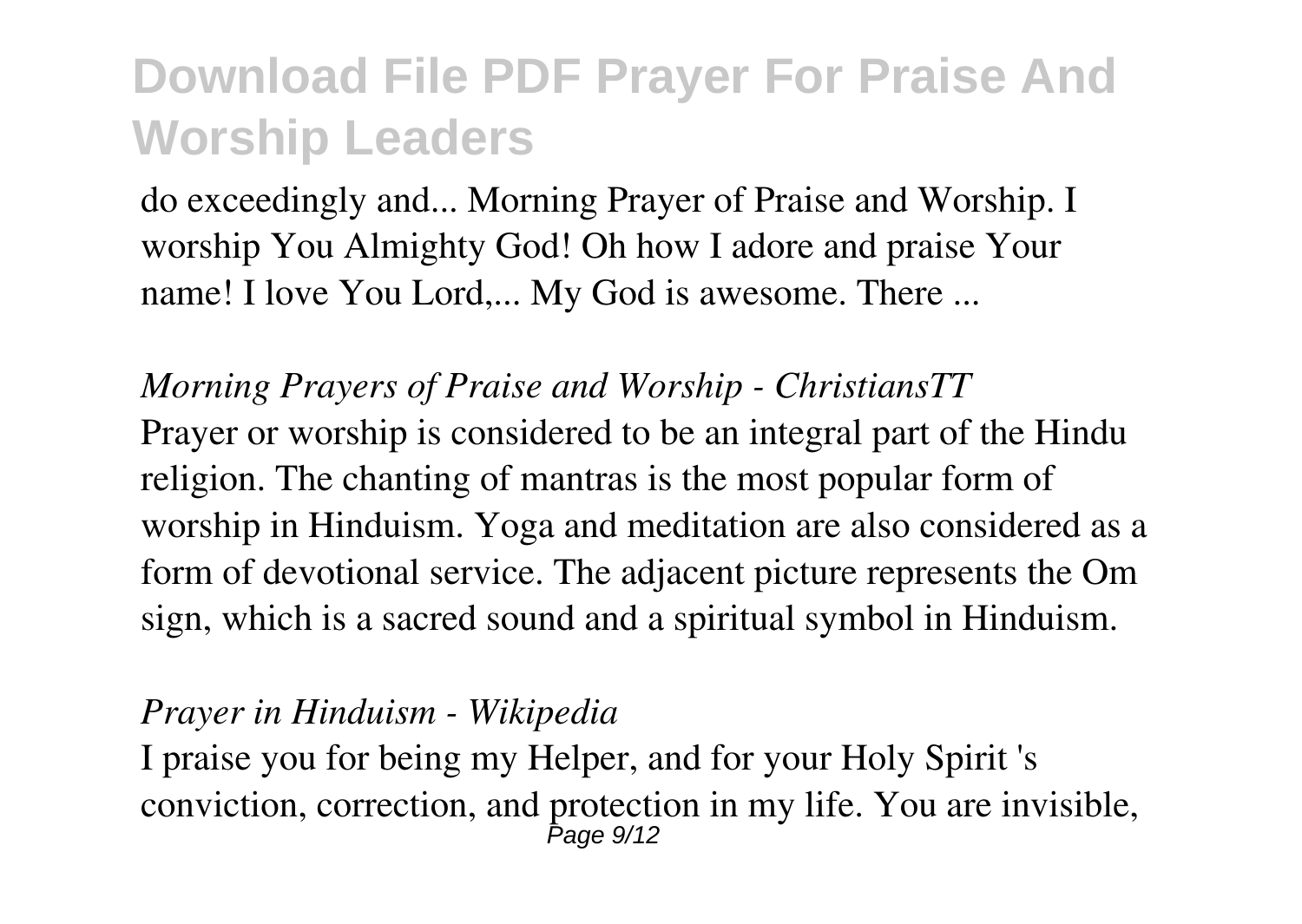do exceedingly and... Morning Prayer of Praise and Worship. I worship You Almighty God! Oh how I adore and praise Your name! I love You Lord,... My God is awesome. There ...

*Morning Prayers of Praise and Worship - ChristiansTT*

Prayer or worship is considered to be an integral part of the Hindu religion. The chanting of mantras is the most popular form of worship in Hinduism. Yoga and meditation are also considered as a form of devotional service. The adjacent picture represents the Om sign, which is a sacred sound and a spiritual symbol in Hinduism.

*Prayer in Hinduism - Wikipedia*

I praise you for being my Helper, and for your Holy Spirit 's conviction, correction, and protection in my life. You are invisible,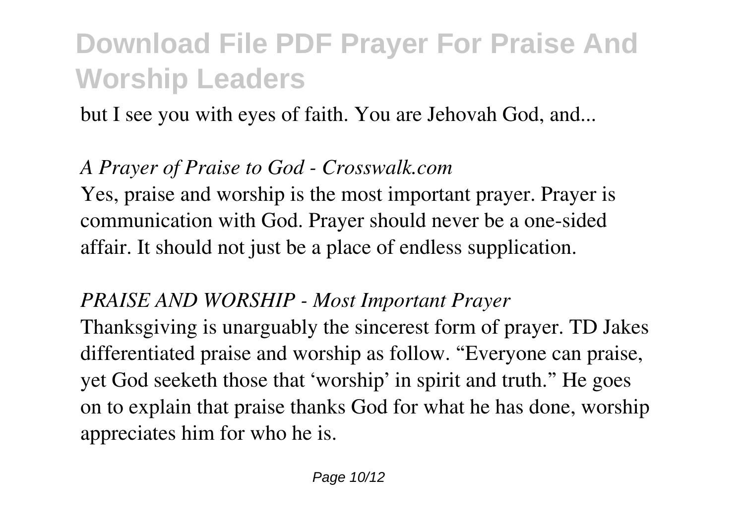but I see you with eyes of faith. You are Jehovah God, and...

*A Prayer of Praise to God - Crosswalk.com*

Yes, praise and worship is the most important prayer. Prayer is communication with God. Prayer should never be a one-sided affair. It should not just be a place of endless supplication.

*PRAISE AND WORSHIP - Most Important Prayer*

Thanksgiving is unarguably the sincerest form of prayer. TD Jakes differentiated praise and worship as follow. “Everyone can praise, yet God seeketh those that ‘worship’ in spirit and truth.” He goes on to explain that praise thanks God for what he has done, worship appreciates him for who he is.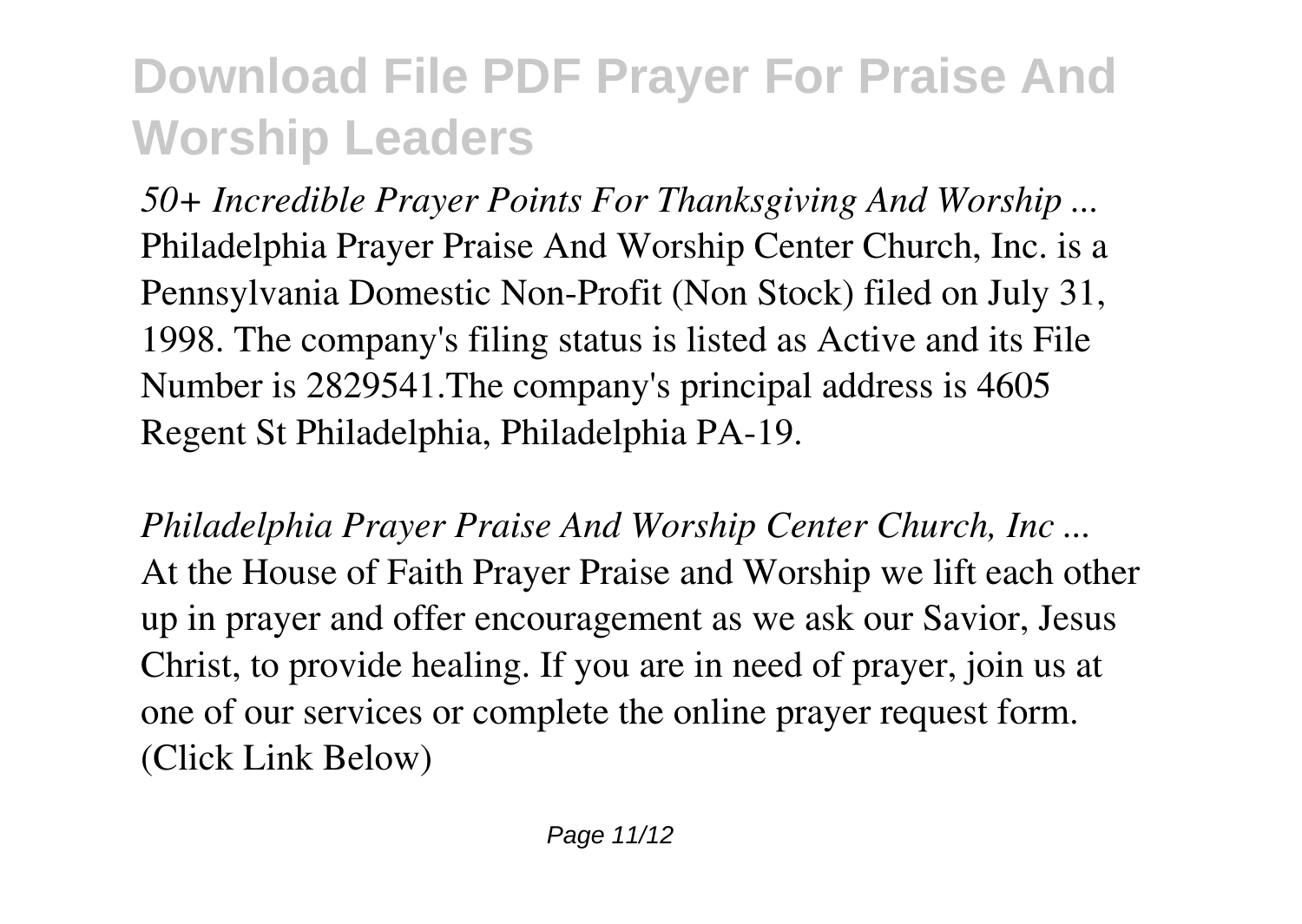*50+ Incredible Prayer Points For Thanksgiving And Worship ...*
Philadelphia Prayer Praise And Worship Center Church, Inc. is a Pennsylvania Domestic Non-Profit (Non Stock) filed on July 31, 1998. The company's filing status is listed as Active and its File Number is 2829541.The company's principal address is 4605 Regent St Philadelphia, Philadelphia PA-19.

*Philadelphia Prayer Praise And Worship Center Church, Inc ...*
At the House of Faith Prayer Praise and Worship we lift each other up in prayer and offer encouragement as we ask our Savior, Jesus Christ, to provide healing. If you are in need of prayer, join us at one of our services or complete the online prayer request form. (Click Link Below)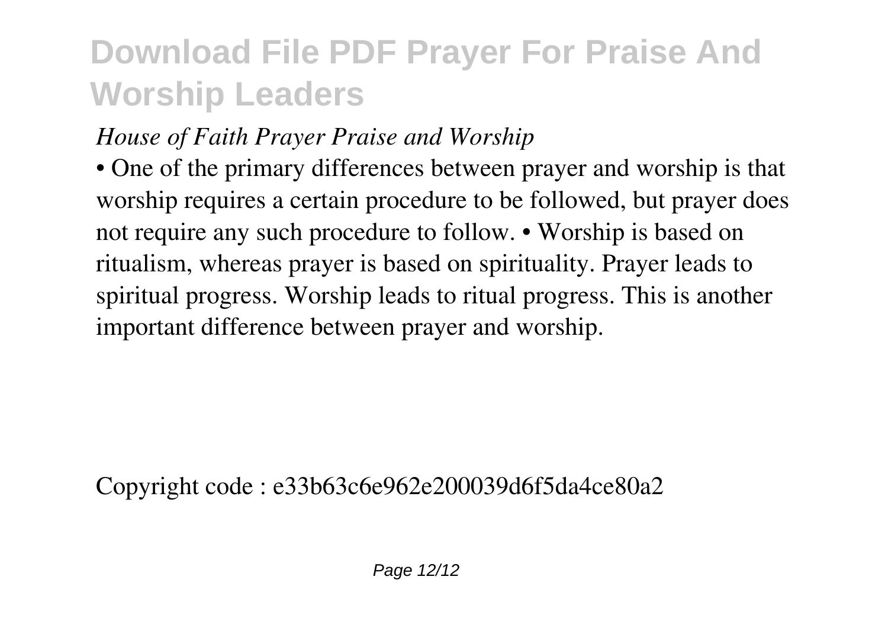*House of Faith Prayer Praise and Worship*

• One of the primary differences between prayer and worship is that worship requires a certain procedure to be followed, but prayer does not require any such procedure to follow. • Worship is based on ritualism, whereas prayer is based on spirituality. Prayer leads to spiritual progress. Worship leads to ritual progress. This is another important difference between prayer and worship.

Copyright code : e33b63c6e962e200039d6f5da4ce80a2